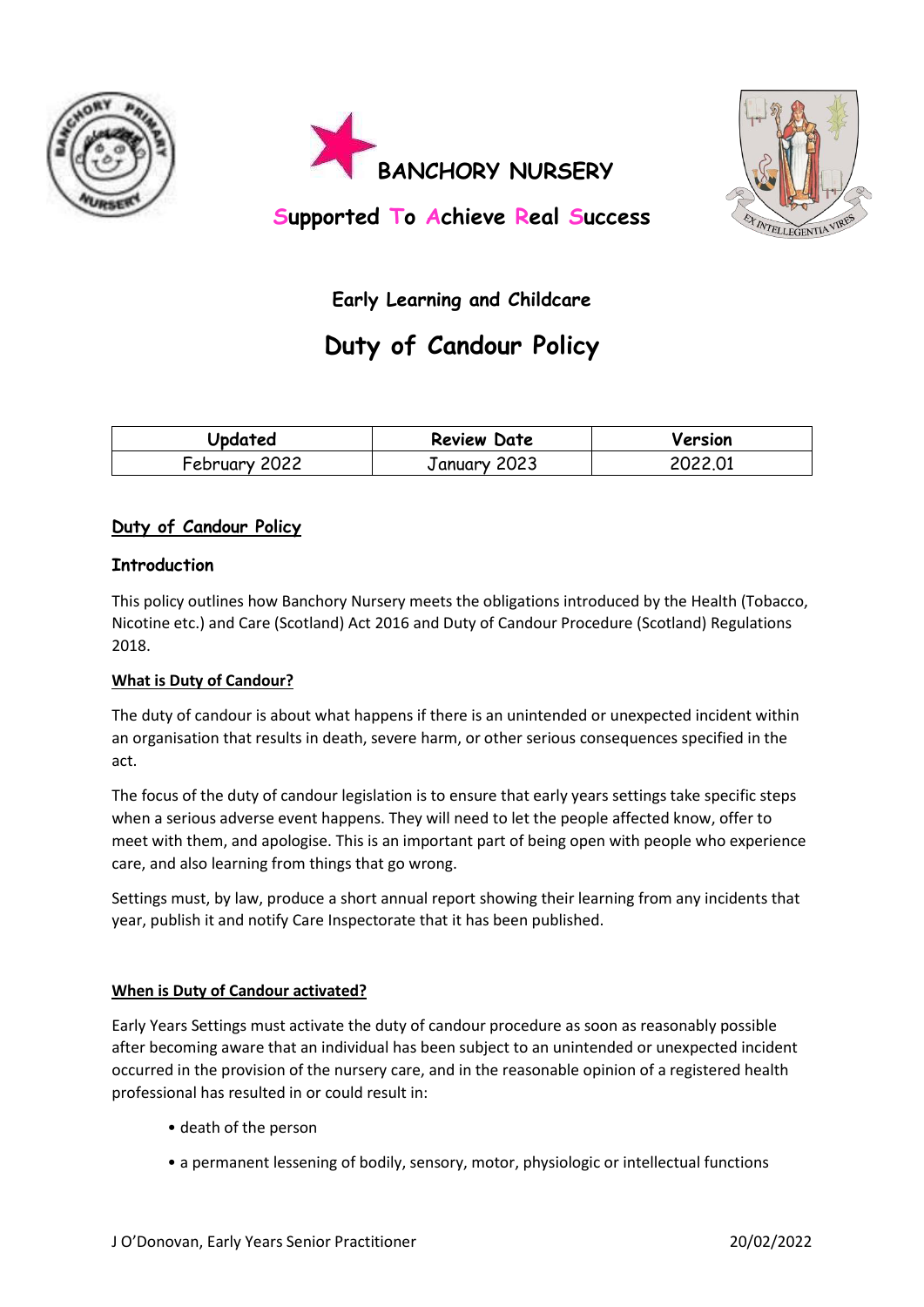# BANCHORY NURSERY

**Supported To Achieve Real Success**

## Early Learning and Childcare

# Duty of Candour Policy

| Updated | Review Date | Version |
|---|---|---|
| February 2022 | January 2023 | 2022.01 |

## Duty of Candour Policy

### Introduction

This policy outlines how Banchory Nursery meets the obligations introduced by the Health (Tobacco, Nicotine etc.) and Care (Scotland) Act 2016 and Duty of Candour Procedure (Scotland) Regulations 2018.

### What is Duty of Candour?

The duty of candour is about what happens if there is an unintended or unexpected incident within an organisation that results in death, severe harm, or other serious consequences specified in the act.

The focus of the duty of candour legislation is to ensure that early years settings take specific steps when a serious adverse event happens. They will need to let the people affected know, offer to meet with them, and apologise. This is an important part of being open with people who experience care, and also learning from things that go wrong.

Settings must, by law, produce a short annual report showing their learning from any incidents that year, publish it and notify Care Inspectorate that it has been published.

### When is Duty of Candour activated?

Early Years Settings must activate the duty of candour procedure as soon as reasonably possible after becoming aware that an individual has been subject to an unintended or unexpected incident occurred in the provision of the nursery care, and in the reasonable opinion of a registered health professional has resulted in or could result in:

- death of the person
- a permanent lessening of bodily, sensory, motor, physiologic or intellectual functions

J O'Donovan, Early Years Senior Practitioner 20/02/2022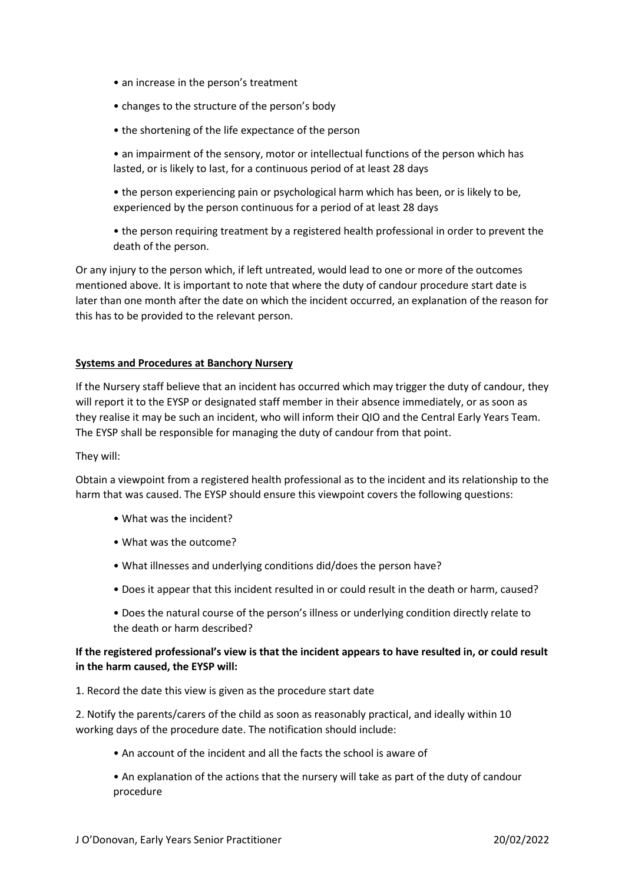- an increase in the person's treatment
- changes to the structure of the person's body
- the shortening of the life expectance of the person
- an impairment of the sensory, motor or intellectual functions of the person which has lasted, or is likely to last, for a continuous period of at least 28 days
- the person experiencing pain or psychological harm which has been, or is likely to be, experienced by the person continuous for a period of at least 28 days
- the person requiring treatment by a registered health professional in order to prevent the death of the person.

Or any injury to the person which, if left untreated, would lead to one or more of the outcomes mentioned above. It is important to note that where the duty of candour procedure start date is later than one month after the date on which the incident occurred, an explanation of the reason for this has to be provided to the relevant person.

**Systems and Procedures at Banchory Nursery**

If the Nursery staff believe that an incident has occurred which may trigger the duty of candour, they will report it to the EYSP or designated staff member in their absence immediately, or as soon as they realise it may be such an incident, who will inform their QIO and the Central Early Years Team. The EYSP shall be responsible for managing the duty of candour from that point.

They will:

Obtain a viewpoint from a registered health professional as to the incident and its relationship to the harm that was caused. The EYSP should ensure this viewpoint covers the following questions:

- What was the incident?
- What was the outcome?
- What illnesses and underlying conditions did/does the person have?
- Does it appear that this incident resulted in or could result in the death or harm, caused?
- Does the natural course of the person's illness or underlying condition directly relate to the death or harm described?

**If the registered professional's view is that the incident appears to have resulted in, or could result in the harm caused, the EYSP will:**

1. Record the date this view is given as the procedure start date
2. Notify the parents/carers of the child as soon as reasonably practical, and ideally within 10 working days of the procedure date. The notification should include:
    - An account of the incident and all the facts the school is aware of
    - An explanation of the actions that the nursery will take as part of the duty of candour procedure

J O'Donovan, Early Years Senior Practitioner 20/02/2022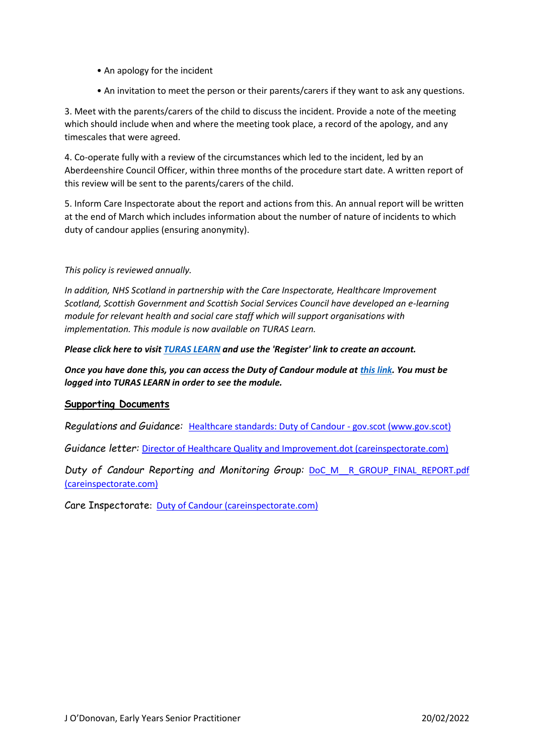- An apology for the incident
- An invitation to meet the person or their parents/carers if they want to ask any questions.

3. Meet with the parents/carers of the child to discuss the incident. Provide a note of the meeting which should include when and where the meeting took place, a record of the apology, and any timescales that were agreed.

4. Co-operate fully with a review of the circumstances which led to the incident, led by an Aberdeenshire Council Officer, within three months of the procedure start date. A written report of this review will be sent to the parents/carers of the child.

5. Inform Care Inspectorate about the report and actions from this. An annual report will be written at the end of March which includes information about the number of nature of incidents to which duty of candour applies (ensuring anonymity).

*This policy is reviewed annually.*

*In addition, NHS Scotland in partnership with the Care Inspectorate, Healthcare Improvement Scotland, Scottish Government and Scottish Social Services Council have developed an e-learning module for relevant health and social care staff which will support organisations with implementation. This module is now available on TURAS Learn.*

***Please click here to visit TURAS LEARN and use the 'Register' link to create an account.***

***Once you have done this, you can access the Duty of Candour module at this link. You must be logged into TURAS LEARN in order to see the module.***

## Supporting Documents

*Regulations and Guidance:* Healthcare standards: Duty of Candour - gov.scot (www.gov.scot)

*Guidance letter:* Director of Healthcare Quality and Improvement.dot (careinspectorate.com)

*Duty of Candour Reporting and Monitoring Group:* DoC_M__R_GROUP_FINAL_REPORT.pdf (careinspectorate.com)

Care Inspectorate: Duty of Candour (careinspectorate.com)

J O'Donovan, Early Years Senior Practitioner 20/02/2022